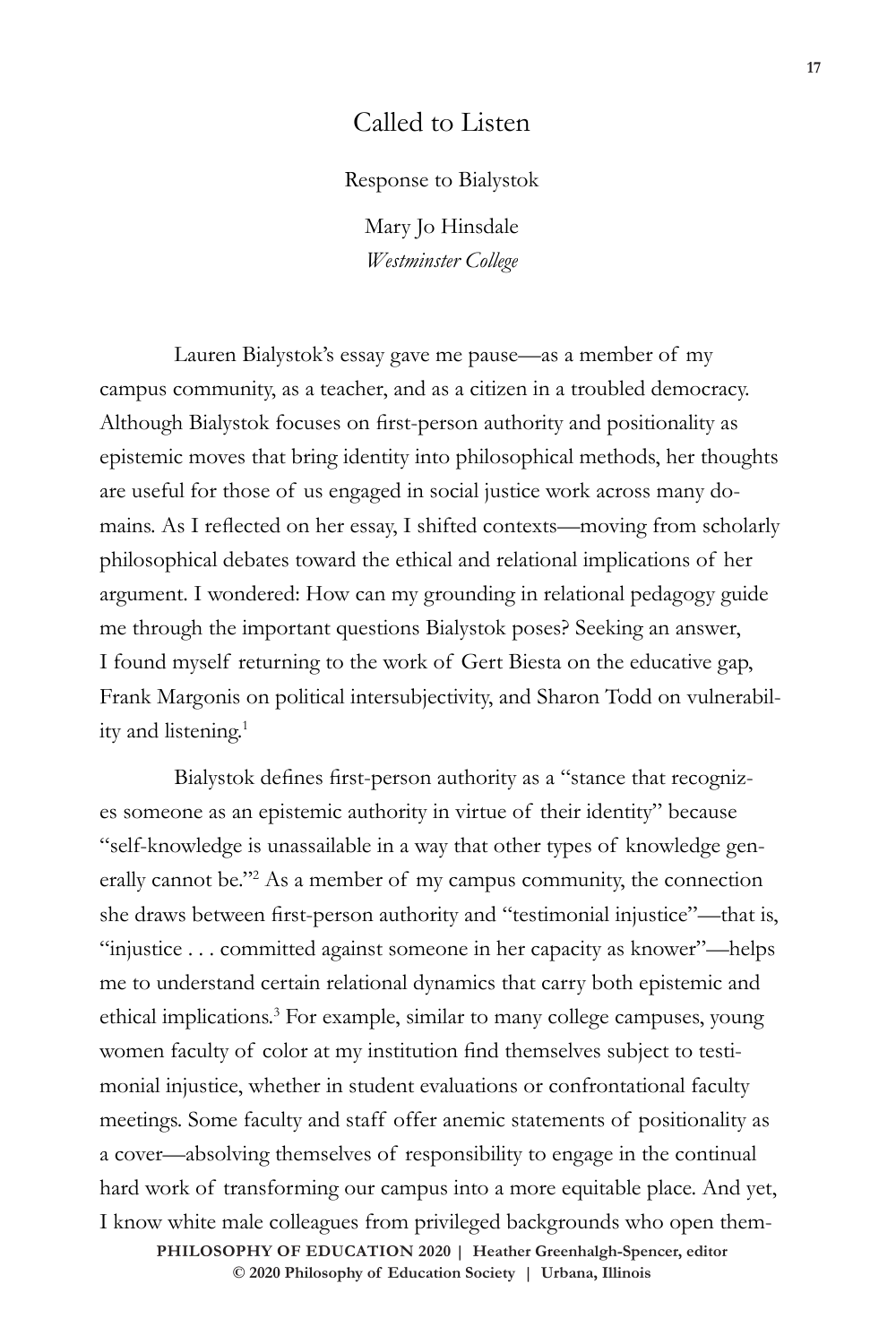# Called to Listen

Response to Bialystok

Mary Jo Hinsdale
*Westminster College*

Lauren Bialystok's essay gave me pause—as a member of my campus community, as a teacher, and as a citizen in a troubled democracy. Although Bialystok focuses on first-person authority and positionality as epistemic moves that bring identity into philosophical methods, her thoughts are useful for those of us engaged in social justice work across many domains. As I reflected on her essay, I shifted contexts—moving from scholarly philosophical debates toward the ethical and relational implications of her argument. I wondered: How can my grounding in relational pedagogy guide me through the important questions Bialystok poses? Seeking an answer, I found myself returning to the work of Gert Biesta on the educative gap, Frank Margonis on political intersubjectivity, and Sharon Todd on vulnerability and listening.[1]

Bialystok defines first-person authority as a "stance that recognizes someone as an epistemic authority in virtue of their identity" because "self-knowledge is unassailable in a way that other types of knowledge generally cannot be."[2] As a member of my campus community, the connection she draws between first-person authority and "testimonial injustice"—that is, "injustice . . . committed against someone in her capacity as knower"—helps me to understand certain relational dynamics that carry both epistemic and ethical implications.[3] For example, similar to many college campuses, young women faculty of color at my institution find themselves subject to testimonial injustice, whether in student evaluations or confrontational faculty meetings. Some faculty and staff offer anemic statements of positionality as a cover—absolving themselves of responsibility to engage in the continual hard work of transforming our campus into a more equitable place. And yet, I know white male colleagues from privileged backgrounds who open them-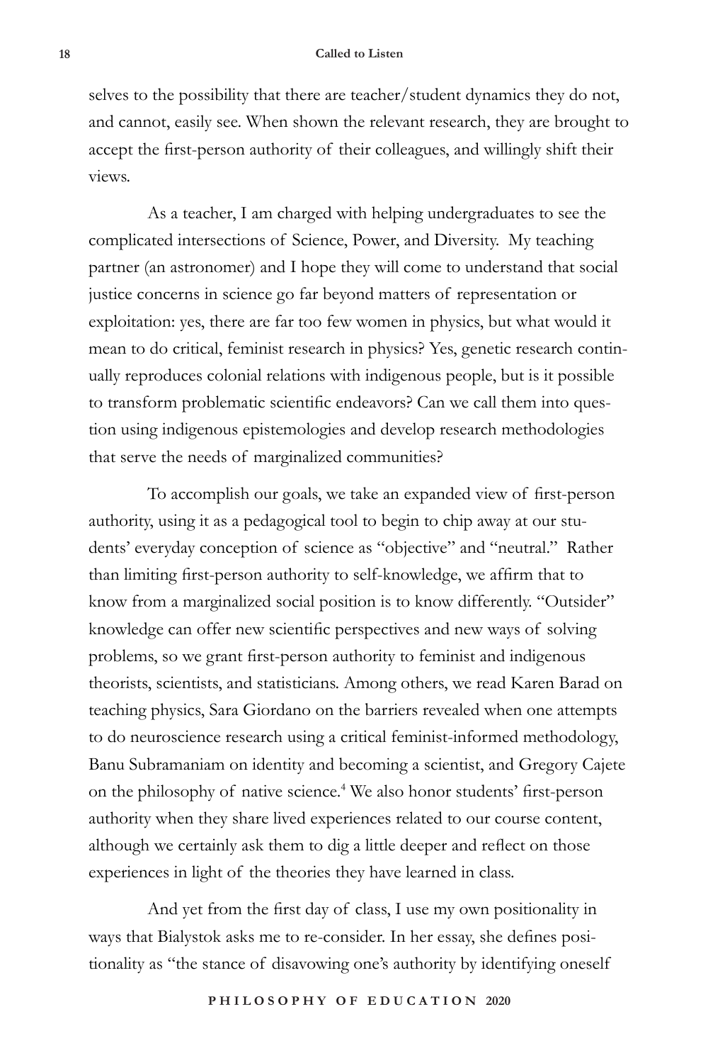selves to the possibility that there are teacher/student dynamics they do not, and cannot, easily see. When shown the relevant research, they are brought to accept the first-person authority of their colleagues, and willingly shift their views.

As a teacher, I am charged with helping undergraduates to see the complicated intersections of Science, Power, and Diversity. My teaching partner (an astronomer) and I hope they will come to understand that social justice concerns in science go far beyond matters of representation or exploitation: yes, there are far too few women in physics, but what would it mean to do critical, feminist research in physics? Yes, genetic research continually reproduces colonial relations with indigenous people, but is it possible to transform problematic scientific endeavors? Can we call them into question using indigenous epistemologies and develop research methodologies that serve the needs of marginalized communities?

To accomplish our goals, we take an expanded view of first-person authority, using it as a pedagogical tool to begin to chip away at our students' everyday conception of science as "objective" and "neutral." Rather than limiting first-person authority to self-knowledge, we affirm that to know from a marginalized social position is to know differently. "Outsider" knowledge can offer new scientific perspectives and new ways of solving problems, so we grant first-person authority to feminist and indigenous theorists, scientists, and statisticians. Among others, we read Karen Barad on teaching physics, Sara Giordano on the barriers revealed when one attempts to do neuroscience research using a critical feminist-informed methodology, Banu Subramaniam on identity and becoming a scientist, and Gregory Cajete on the philosophy of native science.[4] We also honor students' first-person authority when they share lived experiences related to our course content, although we certainly ask them to dig a little deeper and reflect on those experiences in light of the theories they have learned in class.

And yet from the first day of class, I use my own positionality in ways that Bialystok asks me to re-consider. In her essay, she defines positionality as "the stance of disavowing one's authority by identifying oneself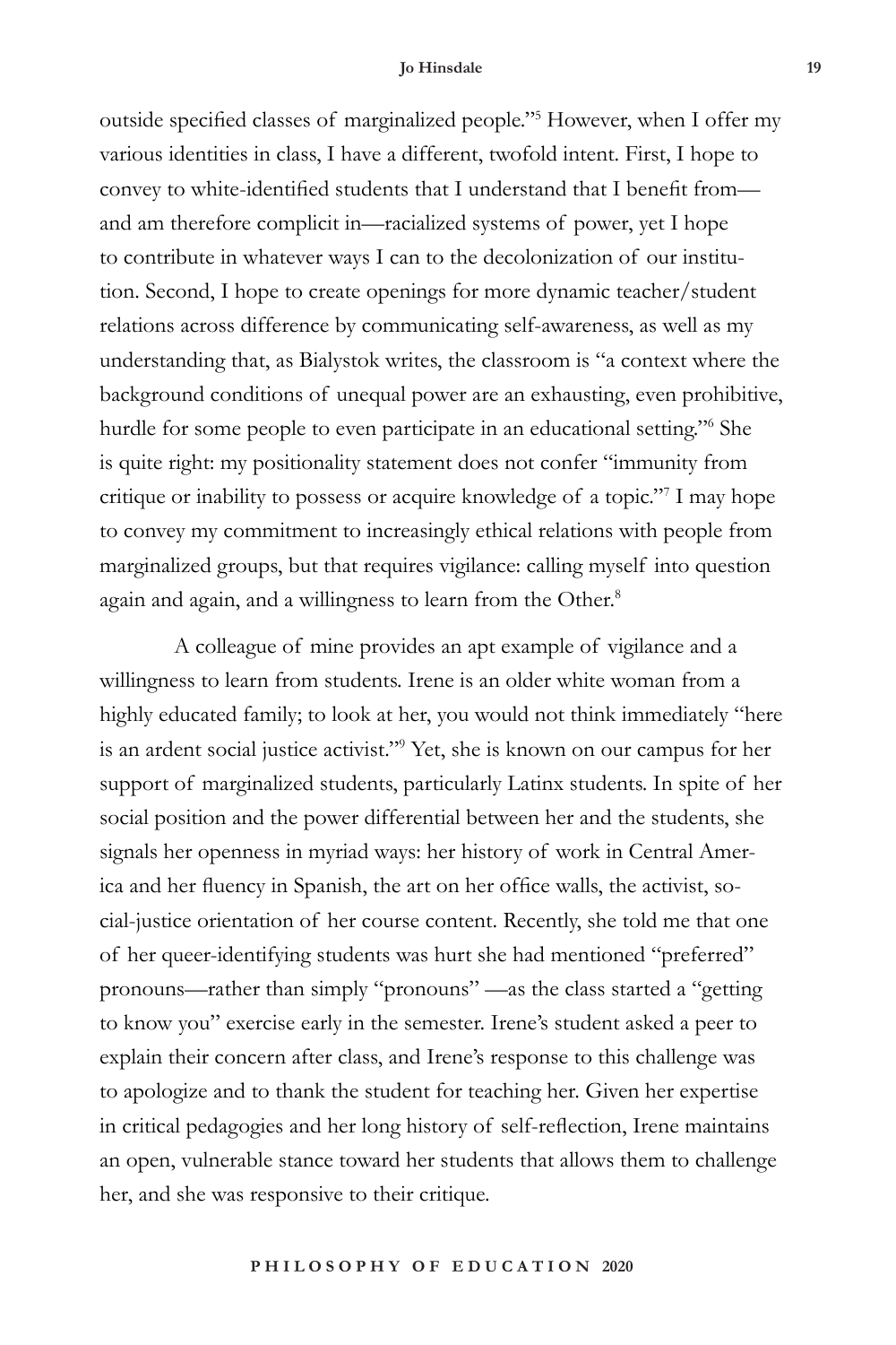outside specified classes of marginalized people."[5] However, when I offer my various identities in class, I have a different, twofold intent. First, I hope to convey to white-identified students that I understand that I benefit from—and am therefore complicit in—racialized systems of power, yet I hope to contribute in whatever ways I can to the decolonization of our institution. Second, I hope to create openings for more dynamic teacher/student relations across difference by communicating self-awareness, as well as my understanding that, as Bialystok writes, the classroom is "a context where the background conditions of unequal power are an exhausting, even prohibitive, hurdle for some people to even participate in an educational setting."[6] She is quite right: my positionality statement does not confer "immunity from critique or inability to possess or acquire knowledge of a topic."[7] I may hope to convey my commitment to increasingly ethical relations with people from marginalized groups, but that requires vigilance: calling myself into question again and again, and a willingness to learn from the Other.[8]

A colleague of mine provides an apt example of vigilance and a willingness to learn from students. Irene is an older white woman from a highly educated family; to look at her, you would not think immediately "here is an ardent social justice activist."[9] Yet, she is known on our campus for her support of marginalized students, particularly Latinx students. In spite of her social position and the power differential between her and the students, she signals her openness in myriad ways: her history of work in Central America and her fluency in Spanish, the art on her office walls, the activist, social-justice orientation of her course content. Recently, she told me that one of her queer-identifying students was hurt she had mentioned "preferred" pronouns—rather than simply "pronouns" —as the class started a "getting to know you" exercise early in the semester. Irene's student asked a peer to explain their concern after class, and Irene's response to this challenge was to apologize and to thank the student for teaching her. Given her expertise in critical pedagogies and her long history of self-reflection, Irene maintains an open, vulnerable stance toward her students that allows them to challenge her, and she was responsive to their critique.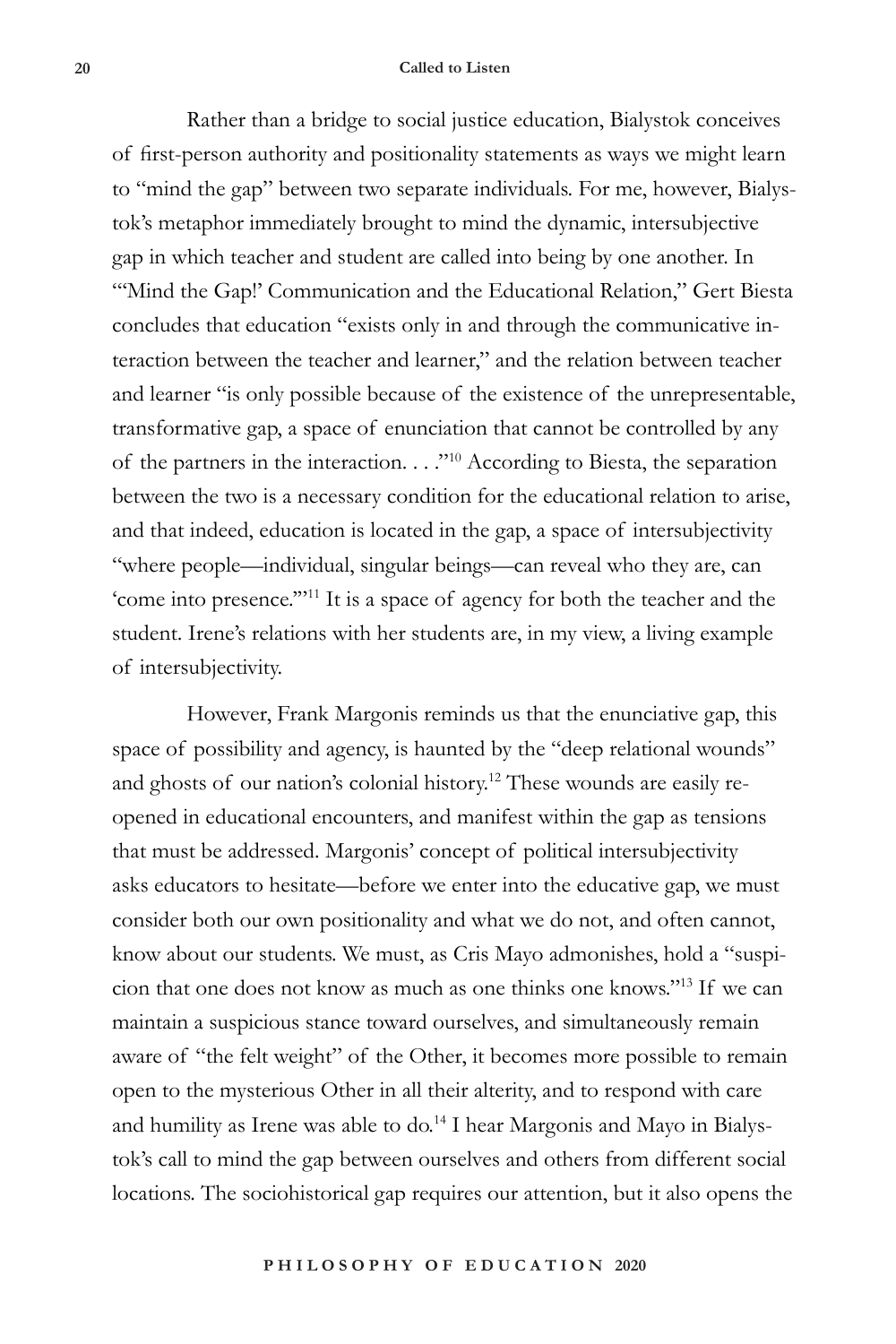Rather than a bridge to social justice education, Bialystok conceives of first-person authority and positionality statements as ways we might learn to "mind the gap" between two separate individuals. For me, however, Bialystok's metaphor immediately brought to mind the dynamic, intersubjective gap in which teacher and student are called into being by one another. In "'Mind the Gap!' Communication and the Educational Relation," Gert Biesta concludes that education "exists only in and through the communicative interaction between the teacher and learner," and the relation between teacher and learner "is only possible because of the existence of the unrepresentable, transformative gap, a space of enunciation that cannot be controlled by any of the partners in the interaction. . . ."[10] According to Biesta, the separation between the two is a necessary condition for the educational relation to arise, and that indeed, education is located in the gap, a space of intersubjectivity "where people—individual, singular beings—can reveal who they are, can 'come into presence.'"[11] It is a space of agency for both the teacher and the student. Irene's relations with her students are, in my view, a living example of intersubjectivity.

However, Frank Margonis reminds us that the enunciative gap, this space of possibility and agency, is haunted by the "deep relational wounds" and ghosts of our nation's colonial history.[12] These wounds are easily reopened in educational encounters, and manifest within the gap as tensions that must be addressed. Margonis' concept of political intersubjectivity asks educators to hesitate—before we enter into the educative gap, we must consider both our own positionality and what we do not, and often cannot, know about our students. We must, as Cris Mayo admonishes, hold a "suspicion that one does not know as much as one thinks one knows."[13] If we can maintain a suspicious stance toward ourselves, and simultaneously remain aware of "the felt weight" of the Other, it becomes more possible to remain open to the mysterious Other in all their alterity, and to respond with care and humility as Irene was able to do.[14] I hear Margonis and Mayo in Bialystok's call to mind the gap between ourselves and others from different social locations. The sociohistorical gap requires our attention, but it also opens the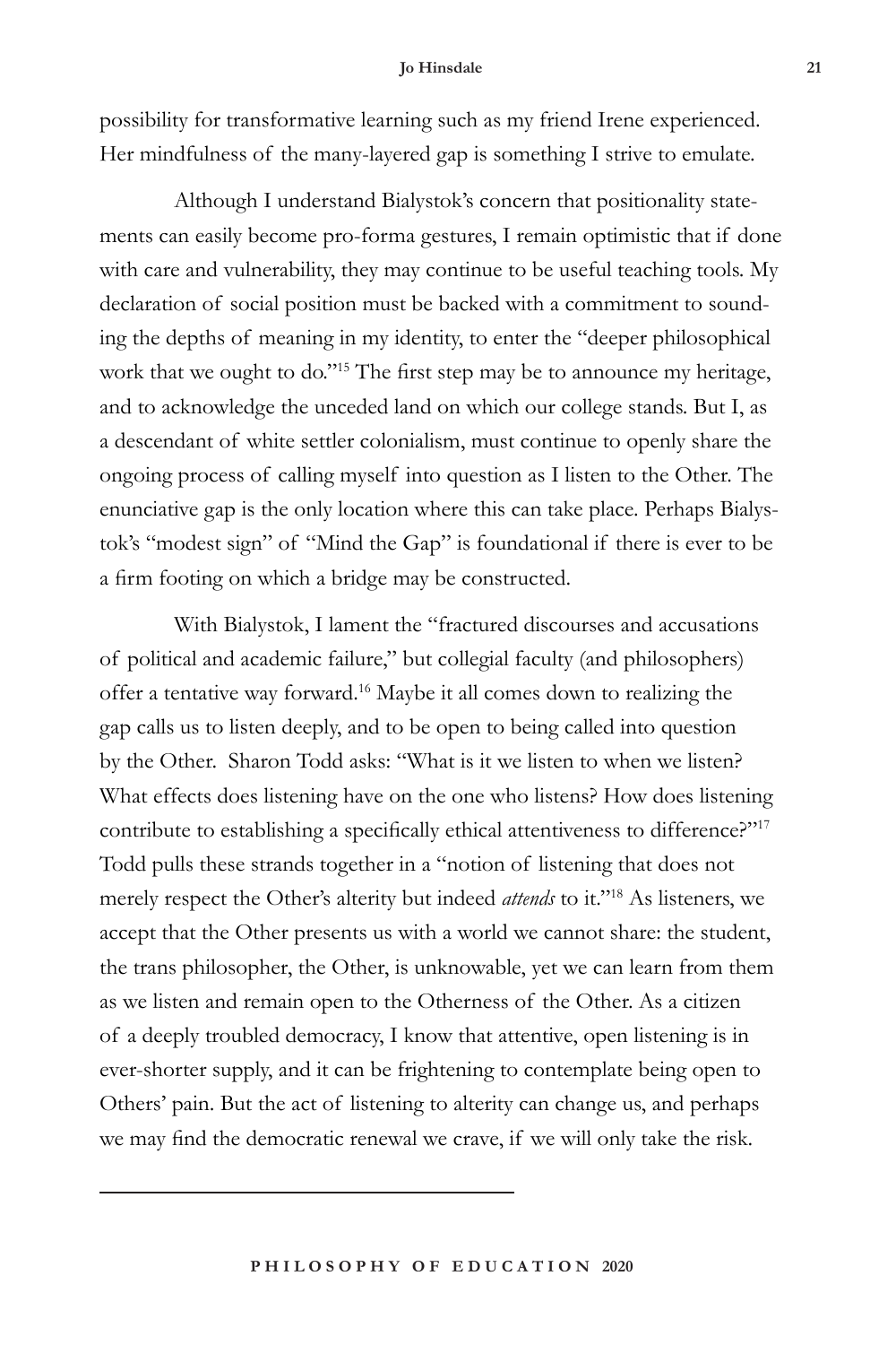possibility for transformative learning such as my friend Irene experienced. Her mindfulness of the many-layered gap is something I strive to emulate.

Although I understand Bialystok's concern that positionality statements can easily become pro-forma gestures, I remain optimistic that if done with care and vulnerability, they may continue to be useful teaching tools. My declaration of social position must be backed with a commitment to sounding the depths of meaning in my identity, to enter the "deeper philosophical work that we ought to do."[15] The first step may be to announce my heritage, and to acknowledge the unceded land on which our college stands. But I, as a descendant of white settler colonialism, must continue to openly share the ongoing process of calling myself into question as I listen to the Other. The enunciative gap is the only location where this can take place. Perhaps Bialystok's "modest sign" of "Mind the Gap" is foundational if there is ever to be a firm footing on which a bridge may be constructed.

With Bialystok, I lament the "fractured discourses and accusations of political and academic failure," but collegial faculty (and philosophers) offer a tentative way forward.[16] Maybe it all comes down to realizing the gap calls us to listen deeply, and to be open to being called into question by the Other. Sharon Todd asks: "What is it we listen to when we listen? What effects does listening have on the one who listens? How does listening contribute to establishing a specifically ethical attentiveness to difference?"[17] Todd pulls these strands together in a "notion of listening that does not merely respect the Other's alterity but indeed *attends* to it."[18] As listeners, we accept that the Other presents us with a world we cannot share: the student, the trans philosopher, the Other, is unknowable, yet we can learn from them as we listen and remain open to the Otherness of the Other. As a citizen of a deeply troubled democracy, I know that attentive, open listening is in ever-shorter supply, and it can be frightening to contemplate being open to Others' pain. But the act of listening to alterity can change us, and perhaps we may find the democratic renewal we crave, if we will only take the risk.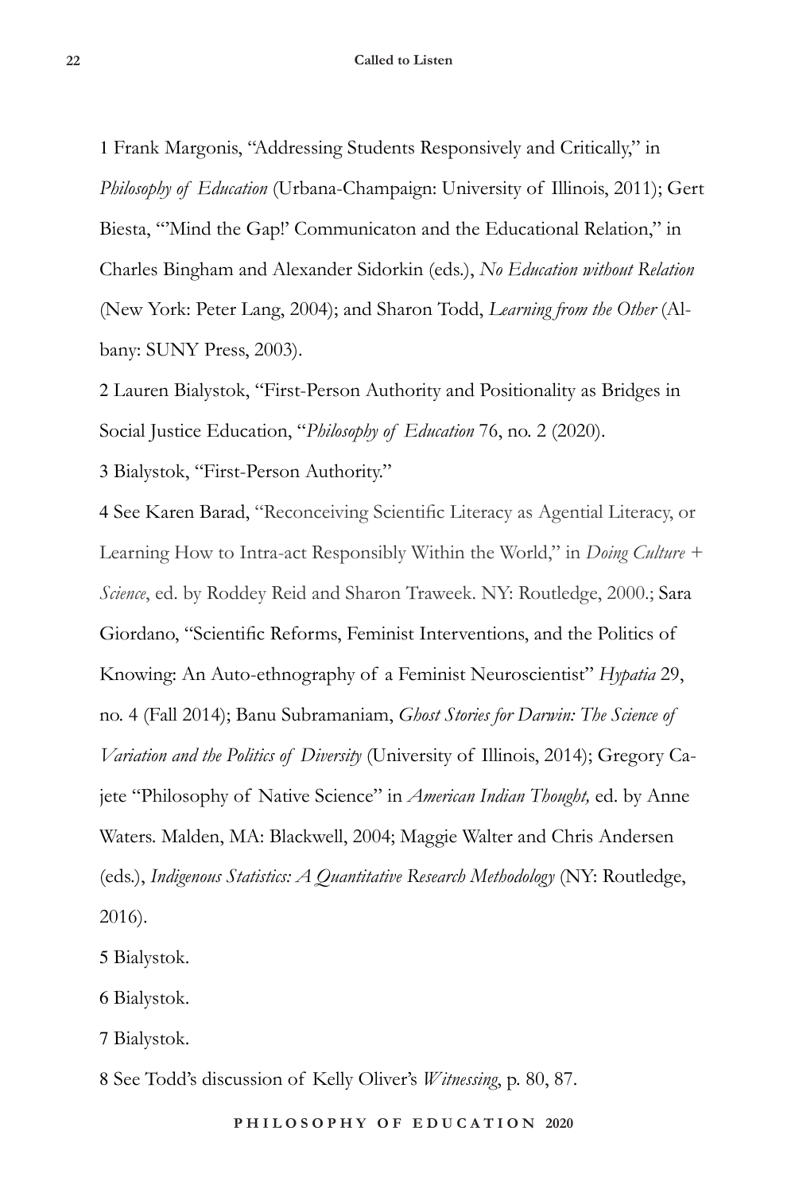1 Frank Margonis, "Addressing Students Responsively and Critically," in *Philosophy of Education* (Urbana-Champaign: University of Illinois, 2011); Gert Biesta, "'Mind the Gap!' Communicaton and the Educational Relation," in Charles Bingham and Alexander Sidorkin (eds.), *No Education without Relation* (New York: Peter Lang, 2004); and Sharon Todd, *Learning from the Other* (Albany: SUNY Press, 2003).

2 Lauren Bialystok, "First-Person Authority and Positionality as Bridges in Social Justice Education, "*Philosophy of Education* 76, no. 2 (2020).

3 Bialystok, "First-Person Authority."

4 See Karen Barad, "Reconceiving Scientific Literacy as Agential Literacy, or Learning How to Intra-act Responsibly Within the World," in *Doing Culture + Science*, ed. by Roddey Reid and Sharon Traweek. NY: Routledge, 2000.; Sara Giordano, "Scientific Reforms, Feminist Interventions, and the Politics of Knowing: An Auto-ethnography of a Feminist Neuroscientist" *Hypatia* 29, no. 4 (Fall 2014); Banu Subramaniam, *Ghost Stories for Darwin: The Science of Variation and the Politics of Diversity* (University of Illinois, 2014); Gregory Cajete "Philosophy of Native Science" in *American Indian Thought,* ed. by Anne Waters. Malden, MA: Blackwell, 2004; Maggie Walter and Chris Andersen (eds.), *Indigenous Statistics: A Quantitative Research Methodology* (NY: Routledge, 2016).

5 Bialystok.

6 Bialystok.

7 Bialystok.

8 See Todd's discussion of Kelly Oliver's *Witnessing*, p. 80, 87.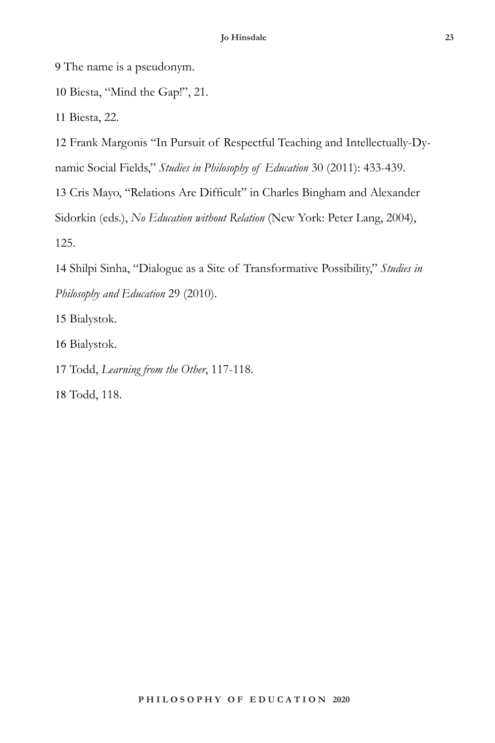9 The name is a pseudonym.

10 Biesta, "Mind the Gap!", 21.

11 Biesta, 22.

12 Frank Margonis "In Pursuit of Respectful Teaching and Intellectually-Dynamic Social Fields," *Studies in Philosophy of Education* 30 (2011): 433-439.

13 Cris Mayo, "Relations Are Difficult" in Charles Bingham and Alexander Sidorkin (eds.), *No Education without Relation* (New York: Peter Lang, 2004), 125.

14 Shilpi Sinha, "Dialogue as a Site of Transformative Possibility," *Studies in Philosophy and Education* 29 (2010).

15 Bialystok.

16 Bialystok.

17 Todd, *Learning from the Other*, 117-118.

18 Todd, 118.